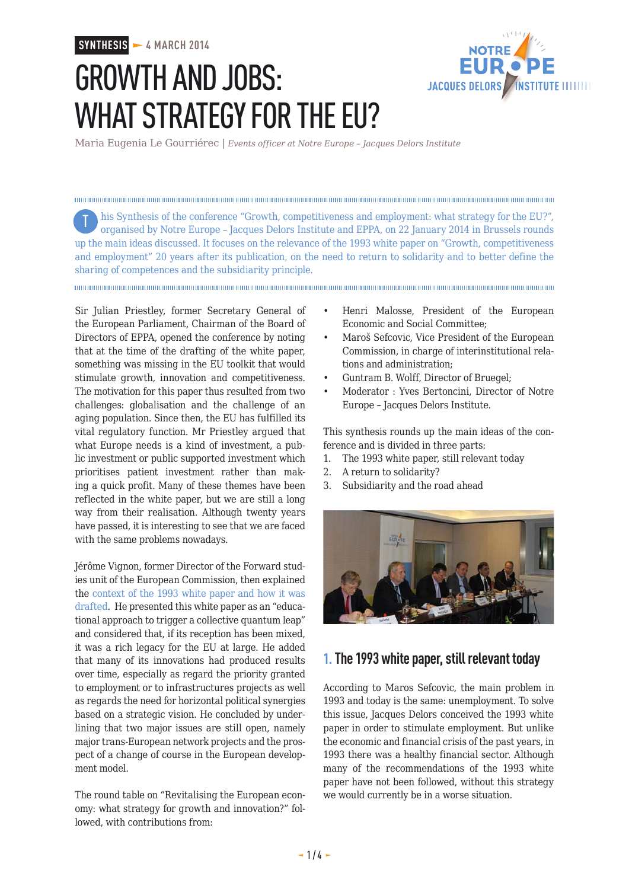SYNTHESIS — 4 MARCH 2014

# GROWTH AND JOBS: WHAT STRATEGY FOR THE EU?

Maria Eugenia Le Gourriérec | *Events officer at Notre Europe – Jacques Delors Institute*

This Synthesis of the conference "Growth, competitiveness and employment: what strategy for the EU?", organised by Notre Europe – Jacques Delors Institute and EPPA, on 22 January 2014 in Brussels rounds up the main ideas discussed. It focuses on the relevance of the 1993 white paper on "Growth, competitiveness and employment" 20 years after its publication, on the need to return to solidarity and to better define the sharing of competences and the subsidiarity principle.

Sir Julian Priestley, former Secretary General of the European Parliament, Chairman of the Board of Directors of EPPA, opened the conference by noting that at the time of the drafting of the white paper, something was missing in the EU toolkit that would stimulate growth, innovation and competitiveness. The motivation for this paper thus resulted from two challenges: globalisation and the challenge of an aging population. Since then, the EU has fulfilled its vital regulatory function. Mr Priestley argued that what Europe needs is a kind of investment, a public investment or public supported investment which prioritises patient investment rather than making a quick profit. Many of these themes have been reflected in the white paper, but we are still a long way from their realisation. Although twenty years have passed, it is interesting to see that we are faced with the same problems nowadays.

Jérôme Vignon, former Director of the Forward studies unit of the European Commission, then explained the context of the 1993 white paper and how it was drafted. He presented this white paper as an "educational approach to trigger a collective quantum leap" and considered that, if its reception has been mixed, it was a rich legacy for the EU at large. He added that many of its innovations had produced results over time, especially as regard the priority granted to employment or to infrastructures projects as well as regards the need for horizontal political synergies based on a strategic vision. He concluded by underlining that two major issues are still open, namely major trans-European network projects and the prospect of a change of course in the European development model.

The round table on "Revitalising the European economy: what strategy for growth and innovation?" followed, with contributions from:

- Henri Malosse, President of the European Economic and Social Committee;
- Maroš Sefcovic, Vice President of the European Commission, in charge of interinstitutional relations and administration;
- Guntram B. Wolff, Director of Bruegel;
- Moderator : Yves Bertoncini, Director of Notre Europe – Jacques Delors Institute.

This synthesis rounds up the main ideas of the conference and is divided in three parts:

1. The 1993 white paper, still relevant today
2. A return to solidarity?
3. Subsidiarity and the road ahead

## 1. The 1993 white paper, still relevant today

According to Maros Sefcovic, the main problem in 1993 and today is the same: unemployment. To solve this issue, Jacques Delors conceived the 1993 white paper in order to stimulate employment. But unlike the economic and financial crisis of the past years, in 1993 there was a healthy financial sector. Although many of the recommendations of the 1993 white paper have not been followed, without this strategy we would currently be in a worse situation.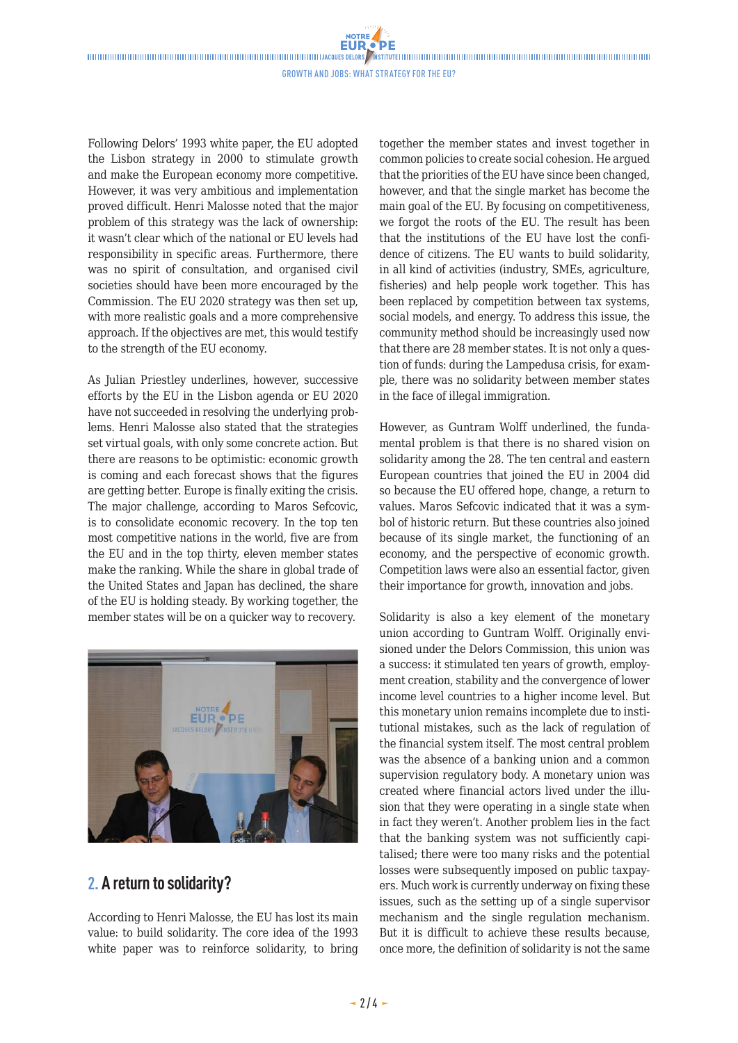Following Delors' 1993 white paper, the EU adopted the Lisbon strategy in 2000 to stimulate growth and make the European economy more competitive. However, it was very ambitious and implementation proved difficult. Henri Malosse noted that the major problem of this strategy was the lack of ownership: it wasn't clear which of the national or EU levels had responsibility in specific areas. Furthermore, there was no spirit of consultation, and organised civil societies should have been more encouraged by the Commission. The EU 2020 strategy was then set up, with more realistic goals and a more comprehensive approach. If the objectives are met, this would testify to the strength of the EU economy.

As Julian Priestley underlines, however, successive efforts by the EU in the Lisbon agenda or EU 2020 have not succeeded in resolving the underlying problems. Henri Malosse also stated that the strategies set virtual goals, with only some concrete action. But there are reasons to be optimistic: economic growth is coming and each forecast shows that the figures are getting better. Europe is finally exiting the crisis. The major challenge, according to Maros Sefcovic, is to consolidate economic recovery. In the top ten most competitive nations in the world, five are from the EU and in the top thirty, eleven member states make the ranking. While the share in global trade of the United States and Japan has declined, the share of the EU is holding steady. By working together, the member states will be on a quicker way to recovery.

## 2. A return to solidarity?

According to Henri Malosse, the EU has lost its main value: to build solidarity. The core idea of the 1993 white paper was to reinforce solidarity, to bring together the member states and invest together in common policies to create social cohesion. He argued that the priorities of the EU have since been changed, however, and that the single market has become the main goal of the EU. By focusing on competitiveness, we forgot the roots of the EU. The result has been that the institutions of the EU have lost the confidence of citizens. The EU wants to build solidarity, in all kind of activities (industry, SMEs, agriculture, fisheries) and help people work together. This has been replaced by competition between tax systems, social models, and energy. To address this issue, the community method should be increasingly used now that there are 28 member states. It is not only a question of funds: during the Lampedusa crisis, for example, there was no solidarity between member states in the face of illegal immigration.

However, as Guntram Wolff underlined, the fundamental problem is that there is no shared vision on solidarity among the 28. The ten central and eastern European countries that joined the EU in 2004 did so because the EU offered hope, change, a return to values. Maros Sefcovic indicated that it was a symbol of historic return. But these countries also joined because of its single market, the functioning of an economy, and the perspective of economic growth. Competition laws were also an essential factor, given their importance for growth, innovation and jobs.

Solidarity is also a key element of the monetary union according to Guntram Wolff. Originally envisioned under the Delors Commission, this union was a success: it stimulated ten years of growth, employment creation, stability and the convergence of lower income level countries to a higher income level. But this monetary union remains incomplete due to institutional mistakes, such as the lack of regulation of the financial system itself. The most central problem was the absence of a banking union and a common supervision regulatory body. A monetary union was created where financial actors lived under the illusion that they were operating in a single state when in fact they weren't. Another problem lies in the fact that the banking system was not sufficiently capitalised; there were too many risks and the potential losses were subsequently imposed on public taxpayers. Much work is currently underway on fixing these issues, such as the setting up of a single supervisor mechanism and the single regulation mechanism. But it is difficult to achieve these results because, once more, the definition of solidarity is not the same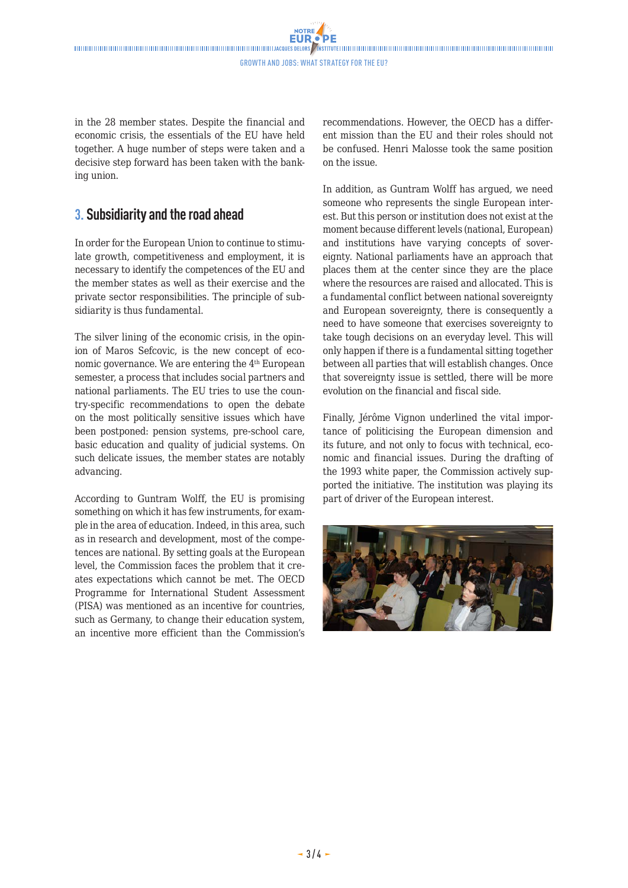in the 28 member states. Despite the financial and economic crisis, the essentials of the EU have held together. A huge number of steps were taken and a decisive step forward has been taken with the banking union.

## 3. Subsidiarity and the road ahead

In order for the European Union to continue to stimulate growth, competitiveness and employment, it is necessary to identify the competences of the EU and the member states as well as their exercise and the private sector responsibilities. The principle of subsidiarity is thus fundamental.

The silver lining of the economic crisis, in the opinion of Maros Sefcovic, is the new concept of economic governance. We are entering the 4th European semester, a process that includes social partners and national parliaments. The EU tries to use the country-specific recommendations to open the debate on the most politically sensitive issues which have been postponed: pension systems, pre-school care, basic education and quality of judicial systems. On such delicate issues, the member states are notably advancing.

According to Guntram Wolff, the EU is promising something on which it has few instruments, for example in the area of education. Indeed, in this area, such as in research and development, most of the competences are national. By setting goals at the European level, the Commission faces the problem that it creates expectations which cannot be met. The OECD Programme for International Student Assessment (PISA) was mentioned as an incentive for countries, such as Germany, to change their education system, an incentive more efficient than the Commission's recommendations. However, the OECD has a different mission than the EU and their roles should not be confused. Henri Malosse took the same position on the issue.

In addition, as Guntram Wolff has argued, we need someone who represents the single European interest. But this person or institution does not exist at the moment because different levels (national, European) and institutions have varying concepts of sovereignty. National parliaments have an approach that places them at the center since they are the place where the resources are raised and allocated. This is a fundamental conflict between national sovereignty and European sovereignty, there is consequently a need to have someone that exercises sovereignty to take tough decisions on an everyday level. This will only happen if there is a fundamental sitting together between all parties that will establish changes. Once that sovereignty issue is settled, there will be more evolution on the financial and fiscal side.

Finally, Jérôme Vignon underlined the vital importance of politicising the European dimension and its future, and not only to focus with technical, economic and financial issues. During the drafting of the 1993 white paper, the Commission actively supported the initiative. The institution was playing its part of driver of the European interest.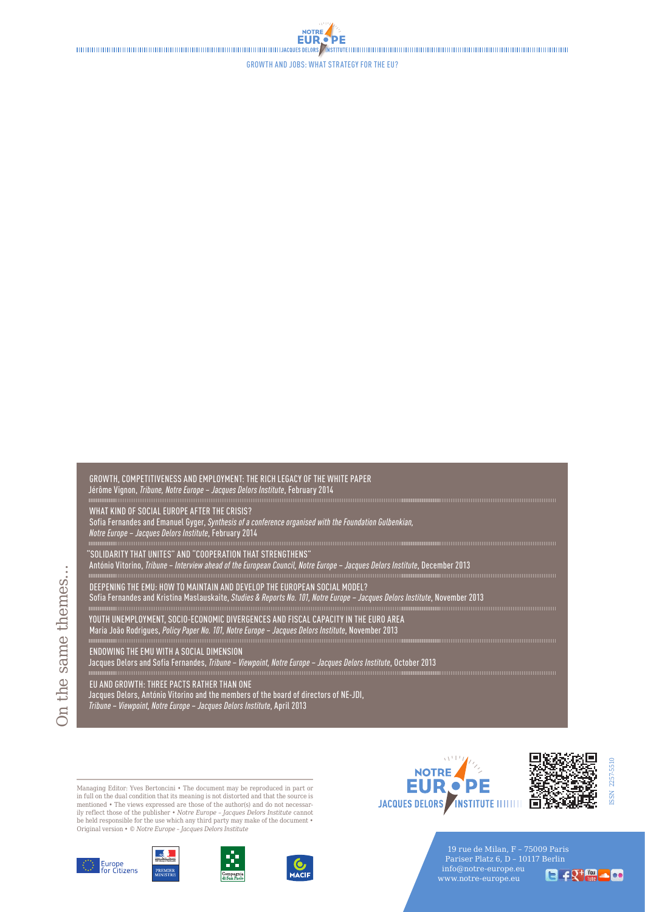On the same themes…

GROWTH, COMPETITIVENESS AND EMPLOYMENT: THE RICH LEGACY OF THE WHITE PAPER
Jérôme Vignon, *Tribune, Notre Europe – Jacques Delors Institute*, February 2014

WHAT KIND OF SOCIAL EUROPE AFTER THE CRISIS?
Sofia Fernandes and Emanuel Gyger, *Synthesis of a conference organised with the Foundation Gulbenkian, Notre Europe – Jacques Delors Institute*, February 2014

"SOLIDARITY THAT UNITES" AND "COOPERATION THAT STRENGTHENS"
António Vitorino, *Tribune – Interview ahead of the European Council, Notre Europe – Jacques Delors Institute*, December 2013

DEEPENING THE EMU: HOW TO MAINTAIN AND DEVELOP THE EUROPEAN SOCIAL MODEL?
Sofia Fernandes and Kristina Maslauskaite, *Studies & Reports No. 101, Notre Europe – Jacques Delors Institute*, November 2013

YOUTH UNEMPLOYMENT, SOCIO-ECONOMIC DIVERGENCES AND FISCAL CAPACITY IN THE EURO AREA
Maria João Rodrigues, *Policy Paper No. 101, Notre Europe – Jacques Delors Institute*, November 2013

ENDOWING THE EMU WITH A SOCIAL DIMENSION
Jacques Delors and Sofia Fernandes, *Tribune – Viewpoint, Notre Europe – Jacques Delors Institute*, October 2013

EU AND GROWTH: THREE PACTS RATHER THAN ONE
Jacques Delors, António Vitorino and the members of the board of directors of NE-JDI, *Tribune – Viewpoint, Notre Europe – Jacques Delors Institute*, April 2013

Managing Editor: Yves Bertoncini • The document may be reproduced in part or in full on the dual condition that its meaning is not distorted and that the source is mentioned • The views expressed are those of the author(s) and do not necessarily reflect those of the publisher • *Notre Europe – Jacques Delors Institute* cannot be held responsible for the use which any third party may make of the document • Original version • © *Notre Europe – Jacques Delors Institute*

ISSN 2257-5510

19 rue de Milan, F – 75009 Paris
Pariser Platz 6, D – 10117 Berlin
info@notre-europe.eu
www.notre-europe.eu